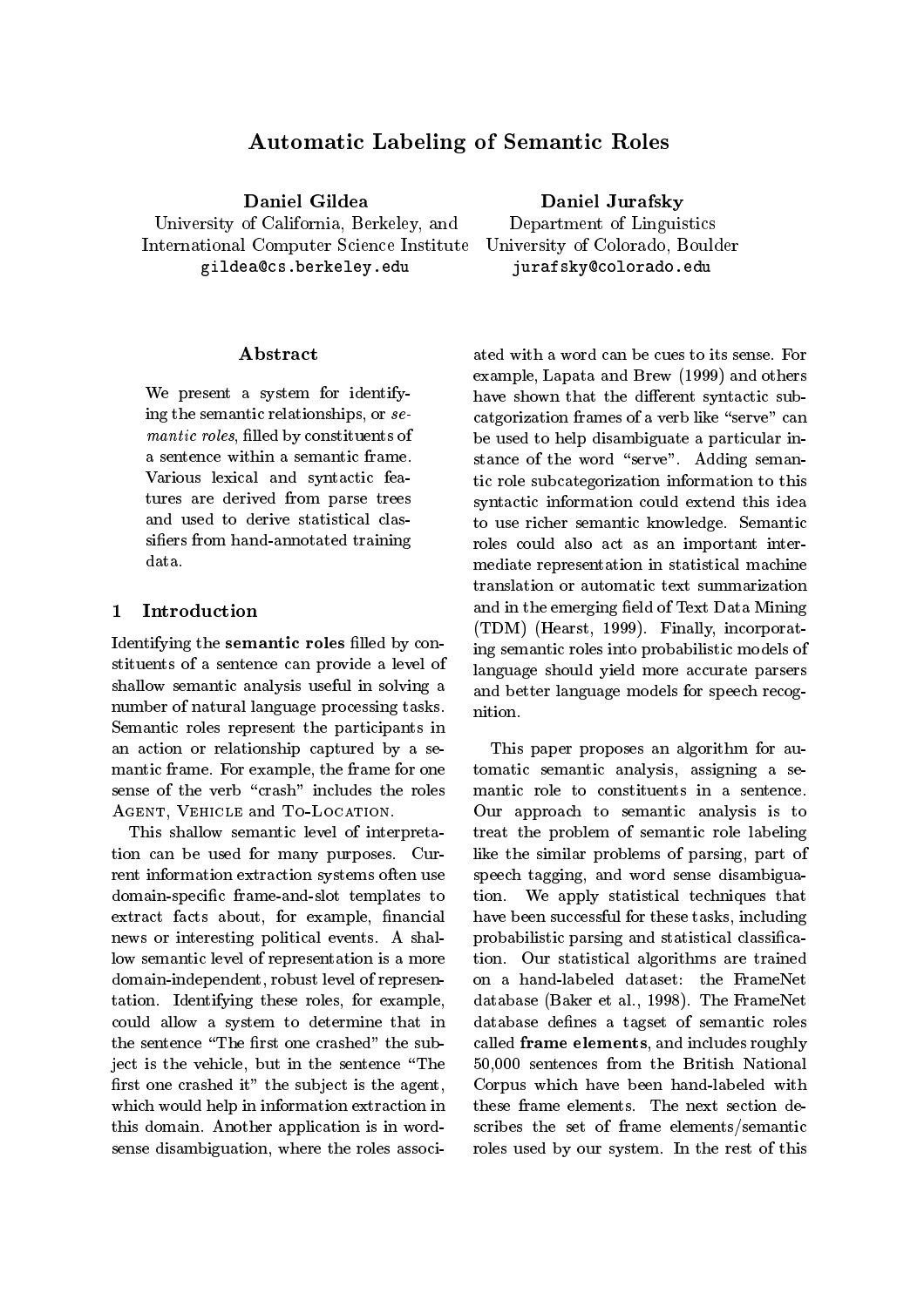# Automatic Labeling of Semantic Roles

**Daniel Gildea**
University of California, Berkeley, and
International Computer Science Institute
gildea@cs.berkeley.edu

**Daniel Jurafsky**
Department of Linguistics
University of Colorado, Boulder
jurafsky@colorado.edu

### Abstract

We present a system for identifying the semantic relationships, or *semantic roles*, filled by constituents of a sentence within a semantic frame. Various lexical and syntactic features are derived from parse trees and used to derive statistical classifiers from hand-annotated training data.

## 1 Introduction

Identifying the **semantic roles** filled by constituents of a sentence can provide a level of shallow semantic analysis useful in solving a number of natural language processing tasks. Semantic roles represent the participants in an action or relationship captured by a semantic frame. For example, the frame for one sense of the verb "crash" includes the roles Agent, Vehicle and To-Location.

This shallow semantic level of interpretation can be used for many purposes. Current information extraction systems often use domain-specific frame-and-slot templates to extract facts about, for example, financial news or interesting political events. A shallow semantic level of representation is a more domain-independent, robust level of representation. Identifying these roles, for example, could allow a system to determine that in the sentence "The first one crashed" the subject is the vehicle, but in the sentence "The first one crashed it" the subject is the agent, which would help in information extraction in this domain. Another application is in word-sense disambiguation, where the roles associated with a word can be cues to its sense. For example, Lapata and Brew (1999) and others have shown that the different syntactic subcatgorization frames of a verb like "serve" can be used to help disambiguate a particular instance of the word "serve". Adding semantic role subcategorization information to this syntactic information could extend this idea to use richer semantic knowledge. Semantic roles could also act as an important intermediate representation in statistical machine translation or automatic text summarization and in the emerging field of Text Data Mining (TDM) (Hearst, 1999). Finally, incorporating semantic roles into probabilistic models of language should yield more accurate parsers and better language models for speech recognition.

This paper proposes an algorithm for automatic semantic analysis, assigning a semantic role to constituents in a sentence. Our approach to semantic analysis is to treat the problem of semantic role labeling like the similar problems of parsing, part of speech tagging, and word sense disambiguation. We apply statistical techniques that have been successful for these tasks, including probabilistic parsing and statistical classification. Our statistical algorithms are trained on a hand-labeled dataset: the FrameNet database (Baker et al., 1998). The FrameNet database defines a tagset of semantic roles called **frame elements**, and includes roughly 50,000 sentences from the British National Corpus which have been hand-labeled with these frame elements. The next section describes the set of frame elements/semantic roles used by our system. In the rest of this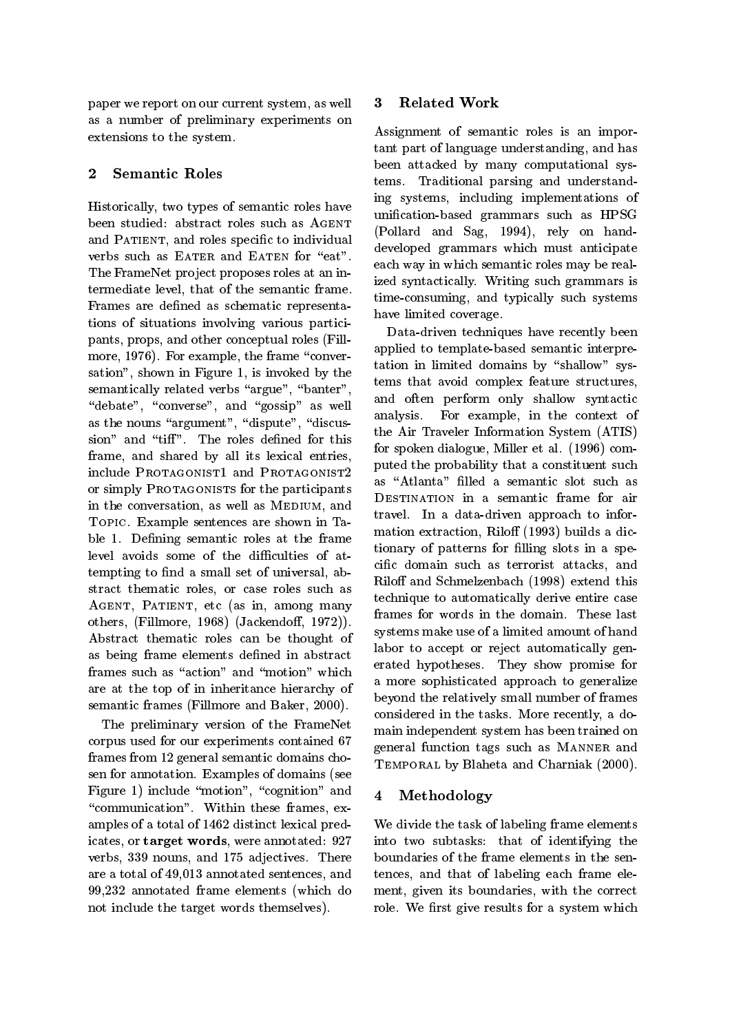paper we report on our current system, as well as a number of preliminary experiments on extensions to the system.

## 2 Semantic Roles

Historically, two types of semantic roles have been studied: abstract roles such as Agent and Patient, and roles specific to individual verbs such as Eater and Eaten for "eat". The FrameNet project proposes roles at an intermediate level, that of the semantic frame. Frames are defined as schematic representations of situations involving various participants, props, and other conceptual roles (Fillmore, 1976). For example, the frame "conversation", shown in Figure 1, is invoked by the semantically related verbs "argue", "banter", "debate", "converse", and "gossip" as well as the nouns "argument", "dispute", "discussion" and "tiff". The roles defined for this frame, and shared by all its lexical entries, include Protagonist1 and Protagonist2 or simply Protagonists for the participants in the conversation, as well as Medium, and Topic. Example sentences are shown in Table 1. Defining semantic roles at the frame level avoids some of the difficulties of attempting to find a small set of universal, abstract thematic roles, or case roles such as Agent, Patient, etc (as in, among many others, (Fillmore, 1968) (Jackendoff, 1972)). Abstract thematic roles can be thought of as being frame elements defined in abstract frames such as "action" and "motion" which are at the top of in inheritance hierarchy of semantic frames (Fillmore and Baker, 2000).

The preliminary version of the FrameNet corpus used for our experiments contained 67 frames from 12 general semantic domains chosen for annotation. Examples of domains (see Figure 1) include "motion", "cognition" and "communication". Within these frames, examples of a total of 1462 distinct lexical predicates, or **target words**, were annotated: 927 verbs, 339 nouns, and 175 adjectives. There are a total of 49,013 annotated sentences, and 99,232 annotated frame elements (which do not include the target words themselves).

## 3 Related Work

Assignment of semantic roles is an important part of language understanding, and has been attacked by many computational systems. Traditional parsing and understanding systems, including implementations of unification-based grammars such as HPSG (Pollard and Sag, 1994), rely on hand-developed grammars which must anticipate each way in which semantic roles may be realized syntactically. Writing such grammars is time-consuming, and typically such systems have limited coverage.

Data-driven techniques have recently been applied to template-based semantic interpretation in limited domains by "shallow" systems that avoid complex feature structures, and often perform only shallow syntactic analysis. For example, in the context of the Air Traveler Information System (ATIS) for spoken dialogue, Miller et al. (1996) computed the probability that a constituent such as "Atlanta" filled a semantic slot such as Destination in a semantic frame for air travel. In a data-driven approach to information extraction, Riloff (1993) builds a dictionary of patterns for filling slots in a specific domain such as terrorist attacks, and Riloff and Schmelzenbach (1998) extend this technique to automatically derive entire case frames for words in the domain. These last systems make use of a limited amount of hand labor to accept or reject automatically generated hypotheses. They show promise for a more sophisticated approach to generalize beyond the relatively small number of frames considered in the tasks. More recently, a domain independent system has been trained on general function tags such as Manner and Temporal by Blaheta and Charniak (2000).

## 4 Methodology

We divide the task of labeling frame elements into two subtasks: that of identifying the boundaries of the frame elements in the sentences, and that of labeling each frame element, given its boundaries, with the correct role. We first give results for a system which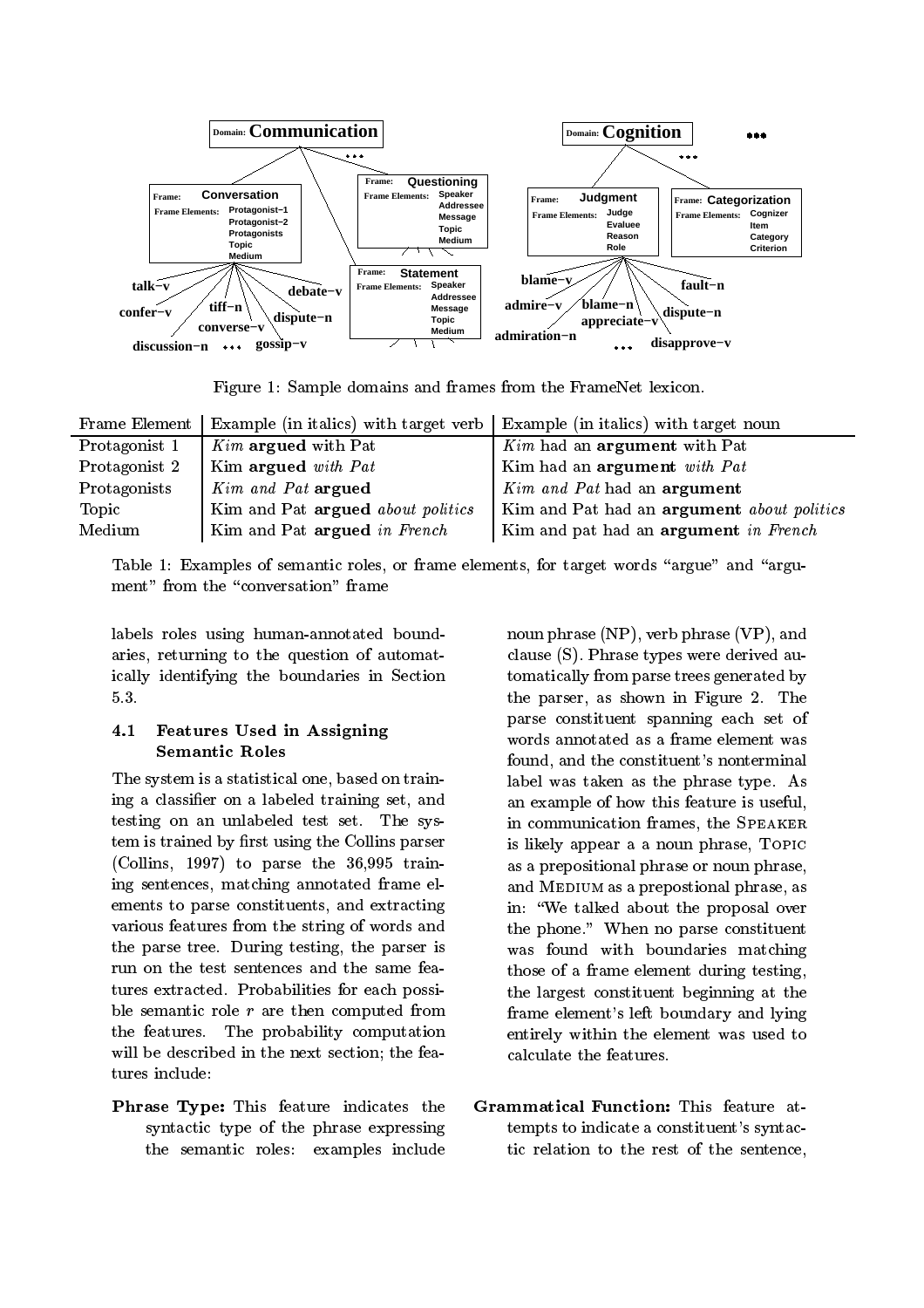Figure 1: Sample domains and frames from the FrameNet lexicon.

| Frame Element | Example (in italics) with target verb | Example (in italics) with target noun |
|---|---|---|
| Protagonist 1 | *Kim* **argued** with Pat | *Kim* had an **argument** with Pat |
| Protagonist 2 | Kim **argued** *with Pat* | Kim had an **argument** *with Pat* |
| Protagonists | *Kim and Pat* **argued** | *Kim and Pat* had an **argument** |
| Topic | Kim and Pat **argued** *about politics* | Kim and Pat had an **argument** *about politics* |
| Medium | Kim and Pat **argued** *in French* | Kim and pat had an **argument** *in French* |

Table 1: Examples of semantic roles, or frame elements, for target words "argue" and "argument" from the "conversation" frame

labels roles using human-annotated boundaries, returning to the question of automatically identifying the boundaries in Section 5.3.

### 4.1 Features Used in Assigning Semantic Roles

The system is a statistical one, based on training a classifier on a labeled training set, and testing on an unlabeled test set. The system is trained by first using the Collins parser (Collins, 1997) to parse the 36,995 training sentences, matching annotated frame elements to parse constituents, and extracting various features from the string of words and the parse tree. During testing, the parser is run on the test sentences and the same features extracted. Probabilities for each possible semantic role $r$ are then computed from the features. The probability computation will be described in the next section; the features include:

**Phrase Type:** This feature indicates the syntactic type of the phrase expressing the semantic roles: examples include noun phrase (NP), verb phrase (VP), and clause (S). Phrase types were derived automatically from parse trees generated by the parser, as shown in Figure 2. The parse constituent spanning each set of words annotated as a frame element was found, and the constituent's nonterminal label was taken as the phrase type. As an example of how this feature is useful, in communication frames, the SPEAKER is likely appear a a noun phrase, TOPIC as a prepositional phrase or noun phrase, and MEDIUM as a prepostional phrase, as in: "We talked about the proposal over the phone." When no parse constituent was found with boundaries matching those of a frame element during testing, the largest constituent beginning at the frame element's left boundary and lying entirely within the element was used to calculate the features.

**Grammatical Function:** This feature attempts to indicate a constituent's syntactic relation to the rest of the sentence,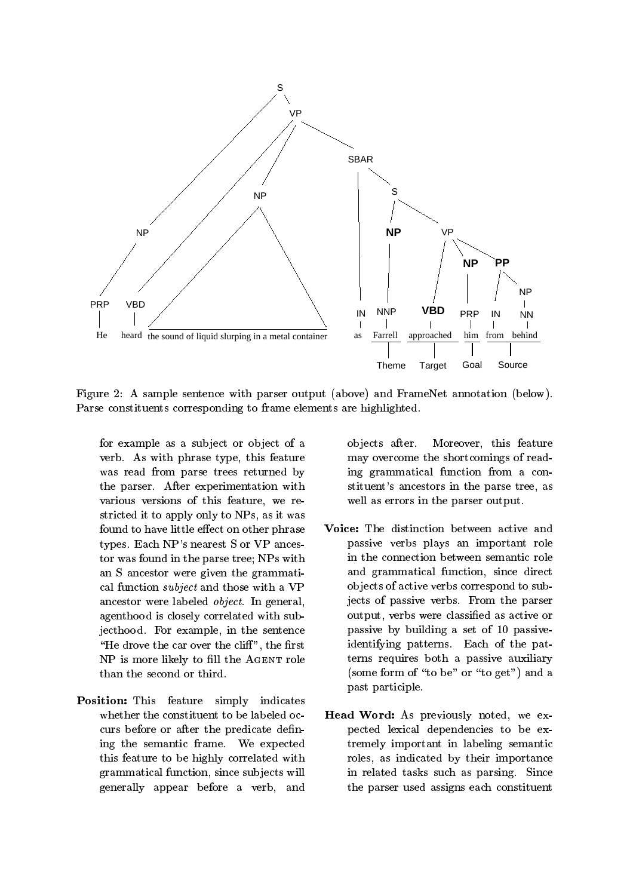S

VP

SBAR

S

NP

NP

VP

NP

NP

PP

NP

PRP

VBD

IN

NNP

VBD

PRP

IN

NN

He

heard

the sound of liquid slurping in a metal container

as

Farrell

approached

him

from

behind

Theme

Target

Goal

Source

Figure 2: A sample sentence with parser output (above) and FrameNet annotation (below). Parse constituents corresponding to frame elements are highlighted.

for example as a subject or object of a verb. As with phrase type, this feature was read from parse trees returned by the parser. After experimentation with various versions of this feature, we restricted it to apply only to NPs, as it was found to have little effect on other phrase types. Each NP's nearest S or VP ancestor was found in the parse tree; NPs with an S ancestor were given the grammatical function *subject* and those with a VP ancestor were labeled *object*. In general, agenthood is closely correlated with subjecthood. For example, in the sentence "He drove the car over the cliff", the first NP is more likely to fill the AGENT role than the second or third.

**Position:** This feature simply indicates whether the constituent to be labeled occurs before or after the predicate defining the semantic frame. We expected this feature to be highly correlated with grammatical function, since subjects will generally appear before a verb, and objects after. Moreover, this feature may overcome the shortcomings of reading grammatical function from a constituent's ancestors in the parse tree, as well as errors in the parser output.

**Voice:** The distinction between active and passive verbs plays an important role in the connection between semantic role and grammatical function, since direct objects of active verbs correspond to subjects of passive verbs. From the parser output, verbs were classified as active or passive by building a set of 10 passive-identifying patterns. Each of the patterns requires both a passive auxiliary (some form of "to be" or "to get") and a past participle.

**Head Word:** As previously noted, we expected lexical dependencies to be extremely important in labeling semantic roles, as indicated by their importance in related tasks such as parsing. Since the parser used assigns each constituent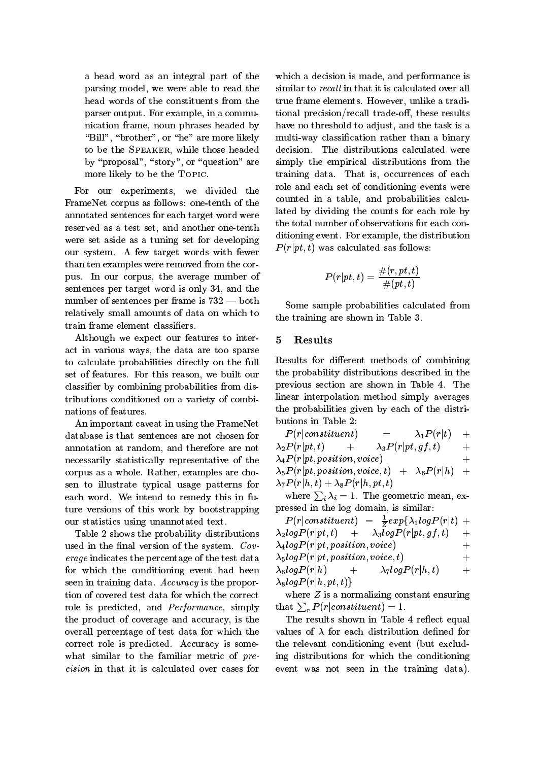a head word as an integral part of the parsing model, we were able to read the head words of the constituents from the parser output. For example, in a communication frame, noun phrases headed by "Bill", "brother", or "he" are more likely to be the SPEAKER, while those headed by "proposal", "story", or "question" are more likely to be the TOPIC.

For our experiments, we divided the FrameNet corpus as follows: one-tenth of the annotated sentences for each target word were reserved as a test set, and another one-tenth were set aside as a tuning set for developing our system. A few target words with fewer than ten examples were removed from the corpus. In our corpus, the average number of sentences per target word is only 34, and the number of sentences per frame is 732 — both relatively small amounts of data on which to train frame element classifiers.

Although we expect our features to interact in various ways, the data are too sparse to calculate probabilities directly on the full set of features. For this reason, we built our classifier by combining probabilities from distributions conditioned on a variety of combinations of features.

An important caveat in using the FrameNet database is that sentences are not chosen for annotation at random, and therefore are not necessarily statistically representative of the corpus as a whole. Rather, examples are chosen to illustrate typical usage patterns for each word. We intend to remedy this in future versions of this work by bootstrapping our statistics using unannotated text.

Table 2 shows the probability distributions used in the final version of the system. *Coverage* indicates the percentage of the test data for which the conditioning event had been seen in training data. *Accuracy* is the proportion of covered test data for which the correct role is predicted, and *Performance*, simply the product of coverage and accuracy, is the overall percentage of test data for which the correct role is predicted. Accuracy is somewhat similar to the familiar metric of *precision* in that it is calculated over cases for which a decision is made, and performance is similar to *recall* in that it is calculated over all true frame elements. However, unlike a traditional precision/recall trade-off, these results have no threshold to adjust, and the task is a multi-way classification rather than a binary decision. The distributions calculated were simply the empirical distributions from the training data. That is, occurrences of each role and each set of conditioning events were counted in a table, and probabilities calculated by dividing the counts for each role by the total number of observations for each conditioning event. For example, the distribution $P(r|pt, t)$ was calculated sas follows:

$$P(r|pt, t) = \frac{\#(r, pt, t)}{\#(pt, t)}$$

Some sample probabilities calculated from the training are shown in Table 3.

## 5 Results

Results for different methods of combining the probability distributions described in the previous section are shown in Table 4. The linear interpolation method simply averages the probabilities given by each of the distributions in Table 2:

$$P(r|constituent) = \lambda_1 P(r|t) + \lambda_2 P(r|pt, t) + \lambda_3 P(r|pt, gf, t) + \lambda_4 P(r|pt, position, voice) + \lambda_5 P(r|pt, position, voice, t) + \lambda_6 P(r|h) + \lambda_7 P(r|h, t) + \lambda_8 P(r|h, pt, t)$$

where $\sum_i \lambda_i = 1$. The geometric mean, expressed in the log domain, is similar:

$$P(r|constituent) = \frac{1}{Z} exp\{\lambda_1 log P(r|t) + \lambda_2 log P(r|pt, t) + \lambda_3 log P(r|pt, gf, t) + \lambda_4 log P(r|pt, position, voice) + \lambda_5 log P(r|pt, position, voice, t) + \lambda_6 log P(r|h) + \lambda_7 log P(r|h, t) + \lambda_8 log P(r|h, pt, t)\}$$

where $Z$ is a normalizing constant ensuring that $\sum_r P(r|constituent) = 1$.

The results shown in Table 4 reflect equal values of $\lambda$ for each distribution defined for the relevant conditioning event (but excluding distributions for which the conditioning event was not seen in the training data).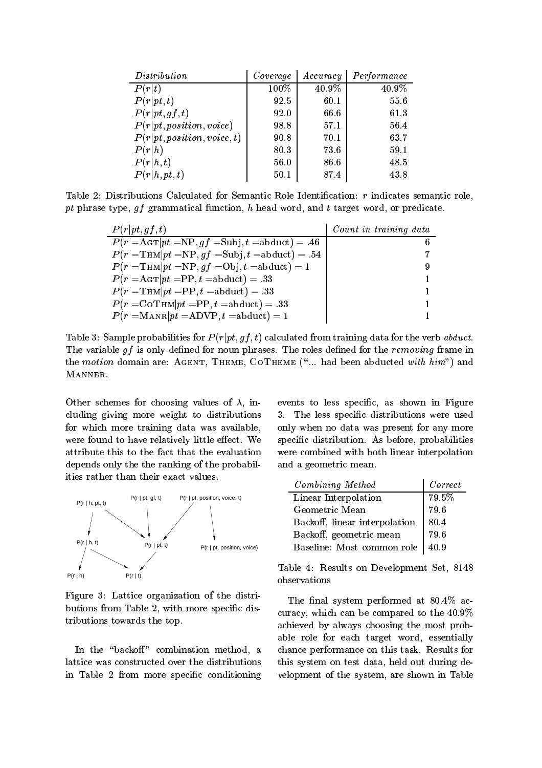| *Distribution* | *Coverage* | *Accuracy* | *Performance* |
|---|---|---|---|
| $P(r\|t)$ | 100% | 40.9% | 40.9% |
| $P(r\|pt, t)$ | 92.5 | 60.1 | 55.6 |
| $P(r\|pt, gf, t)$ | 92.0 | 66.6 | 61.3 |
| $P(r\|pt, position, voice)$ | 98.8 | 57.1 | 56.4 |
| $P(r\|pt, position, voice, t)$ | 90.8 | 70.1 | 63.7 |
| $P(r\|h)$ | 80.3 | 73.6 | 59.1 |
| $P(r\|h, t)$ | 56.0 | 86.6 | 48.5 |
| $P(r\|h, pt, t)$ | 50.1 | 87.4 | 43.8 |

Table 2: Distributions Calculated for Semantic Role Identification: $r$ indicates semantic role, $pt$ phrase type, $gf$ grammatical function, $h$ head word, and $t$ target word, or predicate.

| $P(r\|pt, gf, t)$ | *Count in training data* |
|---|---|
| $P(r = \text{AGT} \| pt = \text{NP}, gf = \text{Subj}, t = \text{abduct}) = .46$ | 6 |
| $P(r = \text{THM} \| pt = \text{NP}, gf = \text{Subj}, t = \text{abduct}) = .54$ | 7 |
| $P(r = \text{THM} \| pt = \text{NP}, gf = \text{Obj}, t = \text{abduct}) = 1$ | 9 |
| $P(r = \text{AGT} \| pt = \text{PP}, t = \text{abduct}) = .33$ | 1 |
| $P(r = \text{THM} \| pt = \text{PP}, t = \text{abduct}) = .33$ | 1 |
| $P(r = \text{COTHM} \| pt = \text{PP}, t = \text{abduct}) = .33$ | 1 |
| $P(r = \text{MANR} \| pt = \text{ADVP}, t = \text{abduct}) = 1$ | 1 |

Table 3: Sample probabilities for $P(r|pt, gf, t)$ calculated from training data for the verb *abduct*. The variable $gf$ is only defined for noun phrases. The roles defined for the *removing* frame in the *motion* domain are: AGENT, THEME, COTHEME ("... had been abducted *with him*") and MANNER.

Other schemes for choosing values of $\lambda$, including giving more weight to distributions for which more training data was available, were found to have relatively little effect. We attribute this to the fact that the evaluation depends only the the ranking of the probabilities rather than their exact values.

Figure 3: Lattice organization of the distributions from Table 2, with more specific distributions towards the top.

In the "backoff" combination method, a lattice was constructed over the distributions in Table 2 from more specific conditioning events to less specific, as shown in Figure 3. The less specific distributions were used only when no data was present for any more specific distribution. As before, probabilities were combined with both linear interpolation and a geometric mean.

| *Combining Method* | *Correct* |
|---|---|
| Linear Interpolation | 79.5% |
| Geometric Mean | 79.6 |
| Backoff, linear interpolation | 80.4 |
| Backoff, geometric mean | 79.6 |
| Baseline: Most common role | 40.9 |

Table 4: Results on Development Set, 8148 observations

The final system performed at 80.4% accuracy, which can be compared to the 40.9% achieved by always choosing the most probable role for each target word, essentially chance performance on this task. Results for this system on test data, held out during development of the system, are shown in Table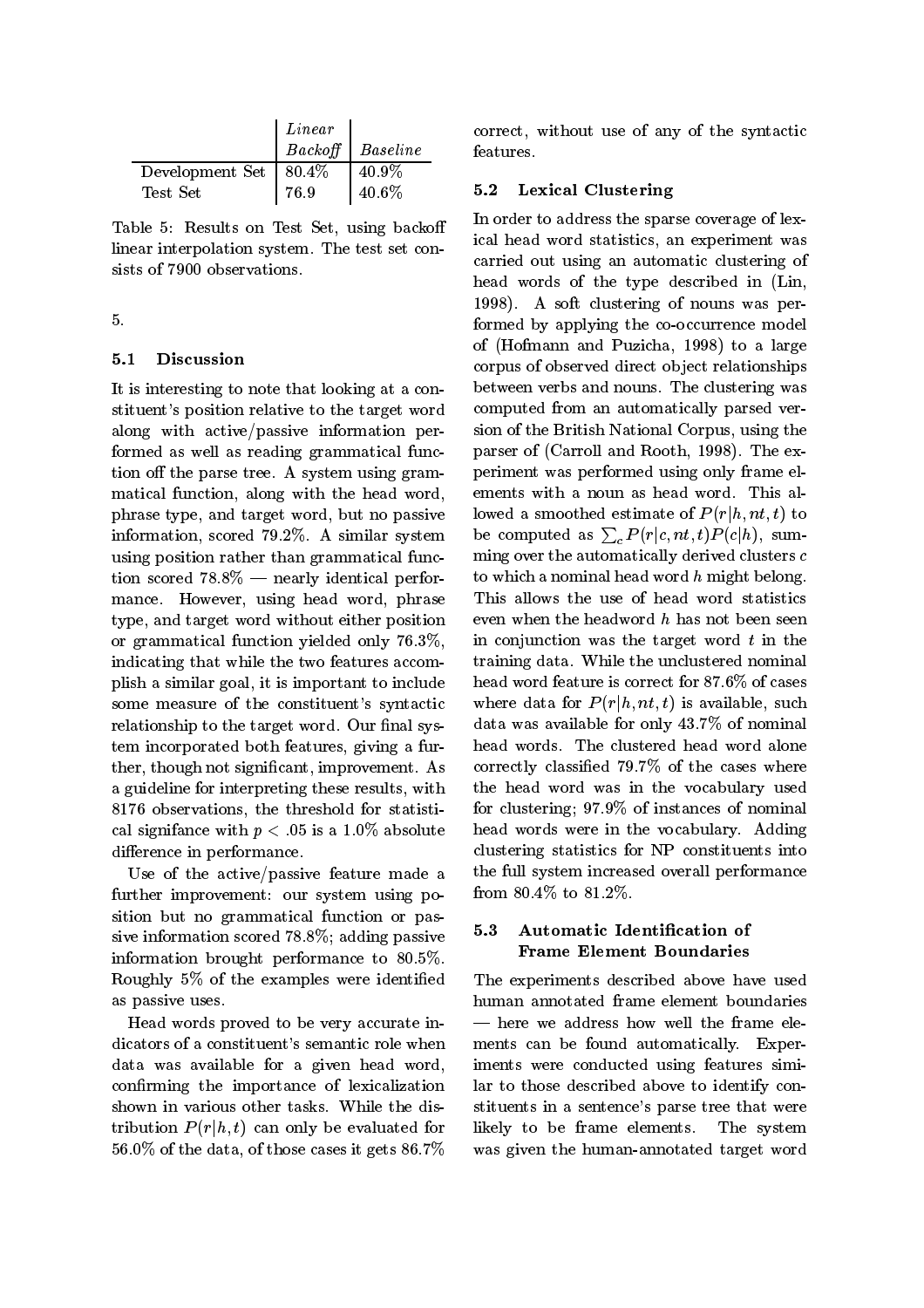| | *Linear Backoff* | *Baseline* |
|---|---|---|
| Development Set | 80.4% | 40.9% |
| Test Set | 76.9 | 40.6% |

Table 5: Results on Test Set, using backoff linear interpolation system. The test set consists of 7900 observations.

5.

### 5.1 Discussion

It is interesting to note that looking at a constituent's position relative to the target word along with active/passive information performed as well as reading grammatical function off the parse tree. A system using grammatical function, along with the head word, phrase type, and target word, but no passive information, scored 79.2%. A similar system using position rather than grammatical function scored 78.8% — nearly identical performance. However, using head word, phrase type, and target word without either position or grammatical function yielded only 76.3%, indicating that while the two features accomplish a similar goal, it is important to include some measure of the constituent's syntactic relationship to the target word. Our final system incorporated both features, giving a further, though not significant, improvement. As a guideline for interpreting these results, with 8176 observations, the threshold for statistical signifance with $p < .05$ is a 1.0% absolute difference in performance.

Use of the active/passive feature made a further improvement: our system using position but no grammatical function or passive information scored 78.8%; adding passive information brought performance to 80.5%. Roughly 5% of the examples were identified as passive uses.

Head words proved to be very accurate indicators of a constituent's semantic role when data was available for a given head word, confirming the importance of lexicalization shown in various other tasks. While the distribution $P(r|h, t)$ can only be evaluated for 56.0% of the data, of those cases it gets 86.7% correct, without use of any of the syntactic features.

### 5.2 Lexical Clustering

In order to address the sparse coverage of lexical head word statistics, an experiment was carried out using an automatic clustering of head words of the type described in (Lin, 1998). A soft clustering of nouns was performed by applying the co-occurrence model of (Hofmann and Puzicha, 1998) to a large corpus of observed direct object relationships between verbs and nouns. The clustering was computed from an automatically parsed version of the British National Corpus, using the parser of (Carroll and Rooth, 1998). The experiment was performed using only frame elements with a noun as head word. This allowed a smoothed estimate of $P(r|h, nt, t)$ to be computed as $\sum_c P(r|c, nt, t)P(c|h)$, summing over the automatically derived clusters $c$ to which a nominal head word $h$ might belong. This allows the use of head word statistics even when the headword $h$ has not been seen in conjunction was the target word $t$ in the training data. While the unclustered nominal head word feature is correct for 87.6% of cases where data for $P(r|h, nt, t)$ is available, such data was available for only 43.7% of nominal head words. The clustered head word alone correctly classified 79.7% of the cases where the head word was in the vocabulary used for clustering; 97.9% of instances of nominal head words were in the vocabulary. Adding clustering statistics for NP constituents into the full system increased overall performance from 80.4% to 81.2%.

### 5.3 Automatic Identification of Frame Element Boundaries

The experiments described above have used human annotated frame element boundaries — here we address how well the frame elements can be found automatically. Experiments were conducted using features similar to those described above to identify constituents in a sentence's parse tree that were likely to be frame elements. The system was given the human-annotated target word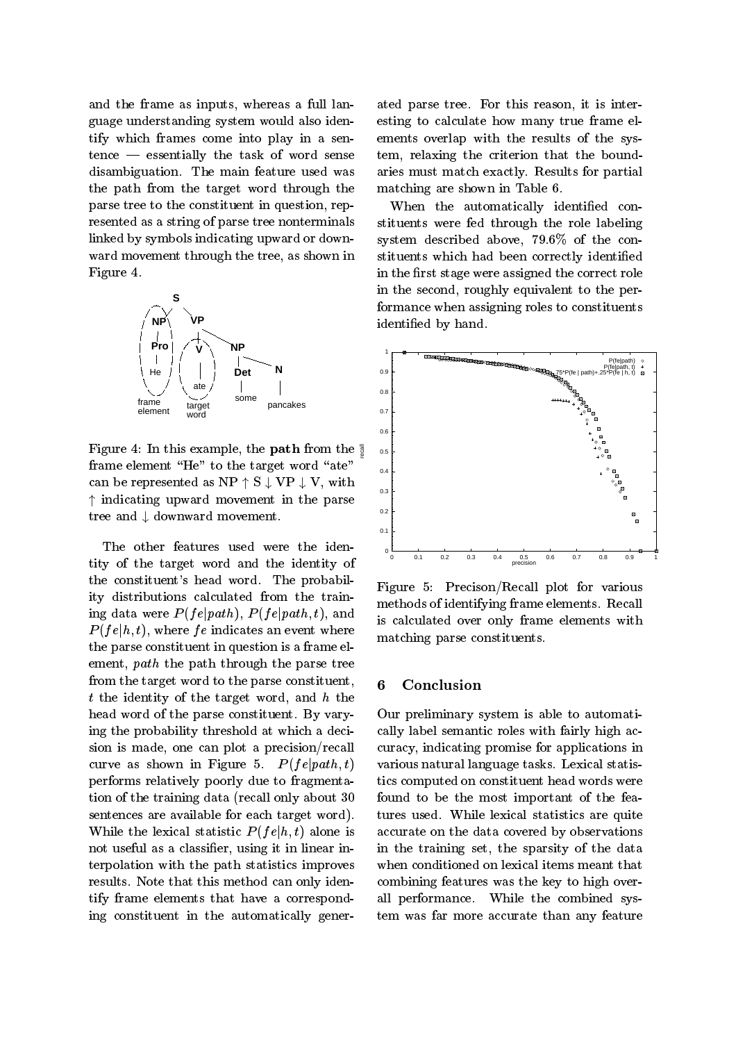and the frame as inputs, whereas a full language understanding system would also identify which frames come into play in a sentence — essentially the task of word sense disambiguation. The main feature used was the path from the target word through the parse tree to the constituent in question, represented as a string of parse tree nonterminals linked by symbols indicating upward or downward movement through the tree, as shown in Figure 4.

Figure 4: In this example, the **path** from the frame element "He" to the target word "ate" can be represented as NP $\uparrow$ S $\downarrow$ VP $\downarrow$ V, with $\uparrow$ indicating upward movement in the parse tree and $\downarrow$ downward movement.

The other features used were the identity of the target word and the identity of the constituent's head word. The probability distributions calculated from the training data were $P(fe|path)$, $P(fe|path, t)$, and $P(fe|h, t)$, where $fe$ indicates an event where the parse constituent in question is a frame element, $path$ the path through the parse tree from the target word to the parse constituent, $t$ the identity of the target word, and $h$ the head word of the parse constituent. By varying the probability threshold at which a decision is made, one can plot a precision/recall curve as shown in Figure 5. $P(fe|path, t)$ performs relatively poorly due to fragmentation of the training data (recall only about 30 sentences are available for each target word). While the lexical statistic $P(fe|h, t)$ alone is not useful as a classifier, using it in linear interpolation with the path statistics improves results. Note that this method can only identify frame elements that have a corresponding constituent in the automatically generated parse tree. For this reason, it is interesting to calculate how many true frame elements overlap with the results of the system, relaxing the criterion that the boundaries must match exactly. Results for partial matching are shown in Table 6.

When the automatically identified constituents were fed through the role labeling system described above, 79.6% of the constituents which had been correctly identified in the first stage were assigned the correct role in the second, roughly equivalent to the performance when assigning roles to constituents identified by hand.

Figure 5: Precison/Recall plot for various methods of identifying frame elements. Recall is calculated over only frame elements with matching parse constituents.

## 6 Conclusion

Our preliminary system is able to automatically label semantic roles with fairly high accuracy, indicating promise for applications in various natural language tasks. Lexical statistics computed on constituent head words were found to be the most important of the features used. While lexical statistics are quite accurate on the data covered by observations in the training set, the sparsity of the data when conditioned on lexical items meant that combining features was the key to high overall performance. While the combined system was far more accurate than any feature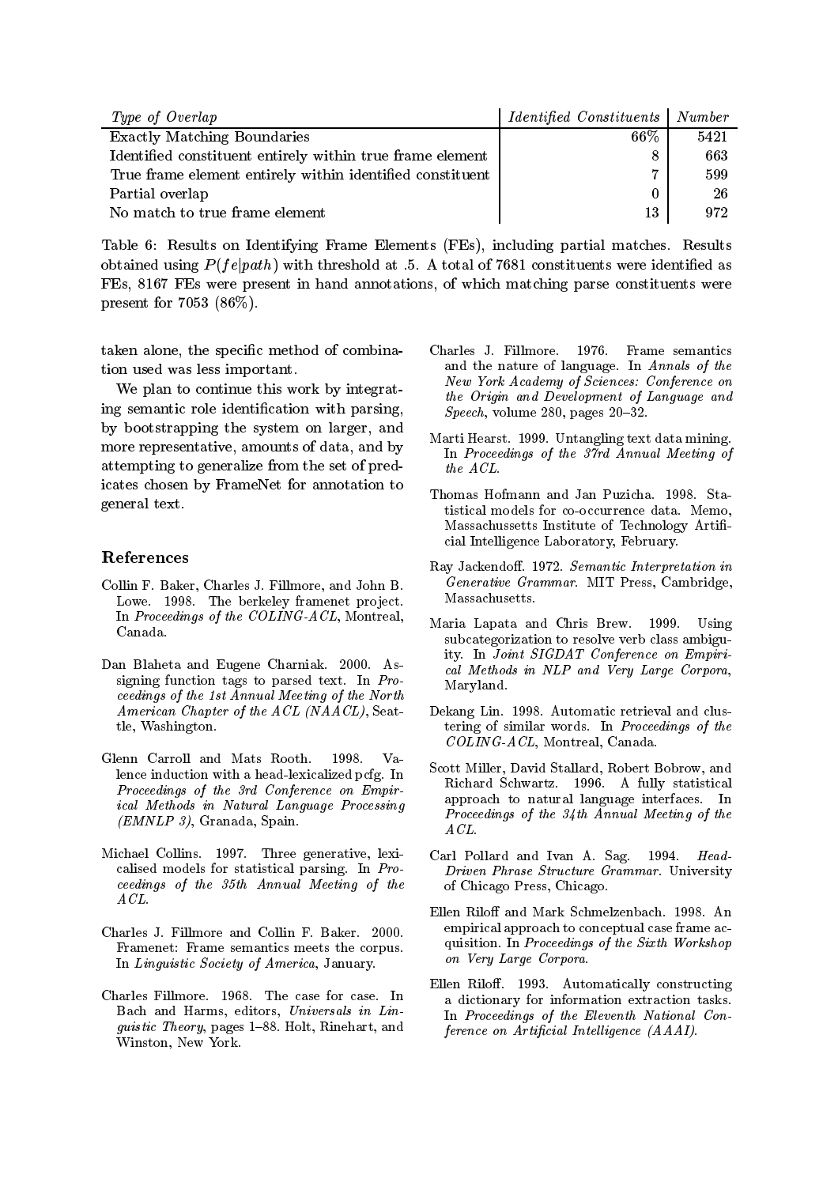| *Type of Overlap* | *Identified Constituents* | *Number* |
|---|---|---|
| Exactly Matching Boundaries | 66% | 5421 |
| Identified constituent entirely within true frame element | 8 | 663 |
| True frame element entirely within identified constituent | 7 | 599 |
| Partial overlap | 0 | 26 |
| No match to true frame element | 13 | 972 |

Table 6: Results on Identifying Frame Elements (FEs), including partial matches. Results obtained using $P(fe|path)$ with threshold at .5. A total of 7681 constituents were identified as FEs, 8167 FEs were present in hand annotations, of which matching parse constituents were present for 7053 (86%).

taken alone, the specific method of combination used was less important.

We plan to continue this work by integrating semantic role identification with parsing, by bootstrapping the system on larger, and more representative, amounts of data, and by attempting to generalize from the set of predicates chosen by FrameNet for annotation to general text.

## References

Collin F. Baker, Charles J. Fillmore, and John B. Lowe. 1998. The berkeley framenet project. In *Proceedings of the COLING-ACL*, Montreal, Canada.

Dan Blaheta and Eugene Charniak. 2000. Assigning function tags to parsed text. In *Proceedings of the 1st Annual Meeting of the North American Chapter of the ACL (NAACL)*, Seattle, Washington.

Glenn Carroll and Mats Rooth. 1998. Valence induction with a head-lexicalized pcfg. In *Proceedings of the 3rd Conference on Empirical Methods in Natural Language Processing (EMNLP 3)*, Granada, Spain.

Michael Collins. 1997. Three generative, lexicalised models for statistical parsing. In *Proceedings of the 35th Annual Meeting of the ACL*.

Charles J. Fillmore and Collin F. Baker. 2000. Framenet: Frame semantics meets the corpus. In *Linguistic Society of America*, January.

Charles Fillmore. 1968. The case for case. In Bach and Harms, editors, *Universals in Linguistic Theory*, pages 1–88. Holt, Rinehart, and Winston, New York.

Charles J. Fillmore. 1976. Frame semantics and the nature of language. In *Annals of the New York Academy of Sciences: Conference on the Origin and Development of Language and Speech*, volume 280, pages 20–32.

Marti Hearst. 1999. Untangling text data mining. In *Proceedings of the 37rd Annual Meeting of the ACL*.

Thomas Hofmann and Jan Puzicha. 1998. Statistical models for co-occurrence data. Memo, Massachussetts Institute of Technology Artificial Intelligence Laboratory, February.

Ray Jackendoff. 1972. *Semantic Interpretation in Generative Grammar*. MIT Press, Cambridge, Massachusetts.

Maria Lapata and Chris Brew. 1999. Using subcategorization to resolve verb class ambiguity. In *Joint SIGDAT Conference on Empirical Methods in NLP and Very Large Corpora*, Maryland.

Dekang Lin. 1998. Automatic retrieval and clustering of similar words. In *Proceedings of the COLING-ACL*, Montreal, Canada.

Scott Miller, David Stallard, Robert Bobrow, and Richard Schwartz. 1996. A fully statistical approach to natural language interfaces. In *Proceedings of the 34th Annual Meeting of the ACL*.

Carl Pollard and Ivan A. Sag. 1994. *Head-Driven Phrase Structure Grammar*. University of Chicago Press, Chicago.

Ellen Riloff and Mark Schmelzenbach. 1998. An empirical approach to conceptual case frame acquisition. In *Proceedings of the Sixth Workshop on Very Large Corpora*.

Ellen Riloff. 1993. Automatically constructing a dictionary for information extraction tasks. In *Proceedings of the Eleventh National Conference on Artificial Intelligence (AAAI)*.